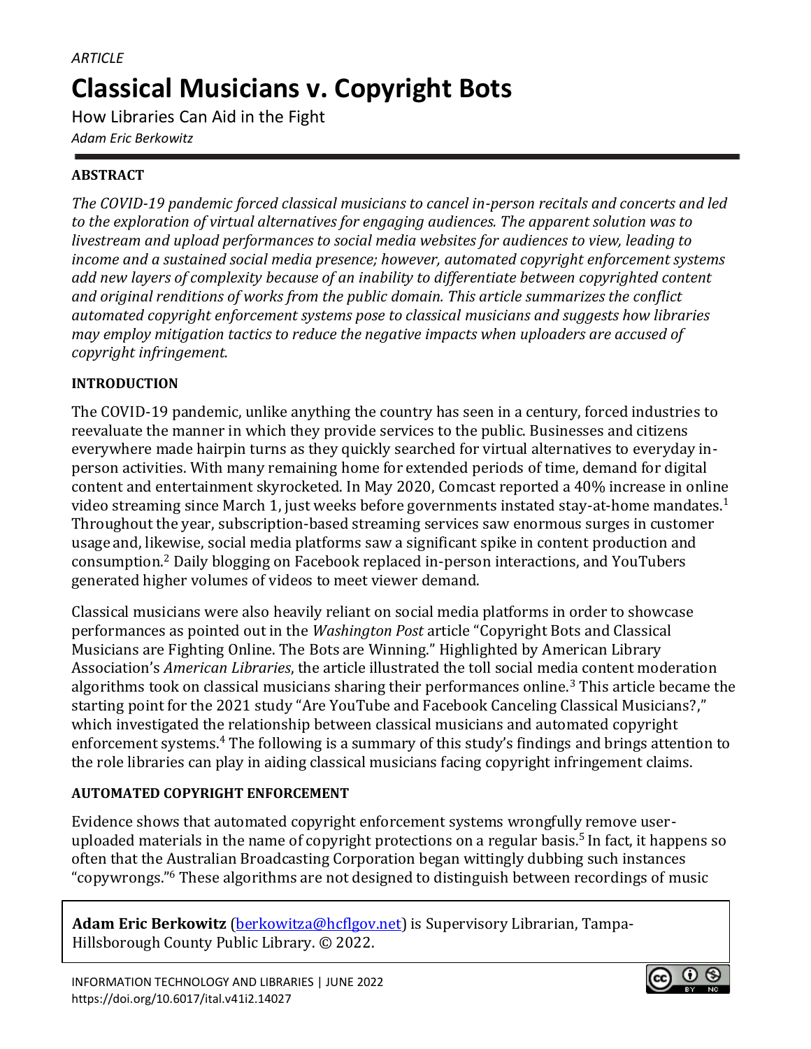*ARTICLE*

# Classical Musicians v. Copyright Bots

How Libraries Can Aid in the Fight

*Adam Eric Berkowitz*

## ABSTRACT

*The COVID-19 pandemic forced classical musicians to cancel in-person recitals and concerts and led to the exploration of virtual alternatives for engaging audiences. The apparent solution was to livestream and upload performances to social media websites for audiences to view, leading to income and a sustained social media presence; however, automated copyright enforcement systems add new layers of complexity because of an inability to differentiate between copyrighted content and original renditions of works from the public domain. This article summarizes the conflict automated copyright enforcement systems pose to classical musicians and suggests how libraries may employ mitigation tactics to reduce the negative impacts when uploaders are accused of copyright infringement.*

## INTRODUCTION

The COVID-19 pandemic, unlike anything the country has seen in a century, forced industries to reevaluate the manner in which they provide services to the public. Businesses and citizens everywhere made hairpin turns as they quickly searched for virtual alternatives to everyday in-person activities. With many remaining home for extended periods of time, demand for digital content and entertainment skyrocketed. In May 2020, Comcast reported a 40% increase in online video streaming since March 1, just weeks before governments instated stay-at-home mandates.[1] Throughout the year, subscription-based streaming services saw enormous surges in customer usage and, likewise, social media platforms saw a significant spike in content production and consumption.[2] Daily blogging on Facebook replaced in-person interactions, and YouTubers generated higher volumes of videos to meet viewer demand.

Classical musicians were also heavily reliant on social media platforms in order to showcase performances as pointed out in the *Washington Post* article "Copyright Bots and Classical Musicians are Fighting Online. The Bots are Winning." Highlighted by American Library Association's *American Libraries*, the article illustrated the toll social media content moderation algorithms took on classical musicians sharing their performances online.[3] This article became the starting point for the 2021 study "Are YouTube and Facebook Canceling Classical Musicians?," which investigated the relationship between classical musicians and automated copyright enforcement systems.[4] The following is a summary of this study's findings and brings attention to the role libraries can play in aiding classical musicians facing copyright infringement claims.

## AUTOMATED COPYRIGHT ENFORCEMENT

Evidence shows that automated copyright enforcement systems wrongfully remove user-uploaded materials in the name of copyright protections on a regular basis.[5] In fact, it happens so often that the Australian Broadcasting Corporation began wittingly dubbing such instances "copywrongs."[6] These algorithms are not designed to distinguish between recordings of music

**Adam Eric Berkowitz** (berkowitza@hcflgov.net) is Supervisory Librarian, Tampa-Hillsborough County Public Library. © 2022.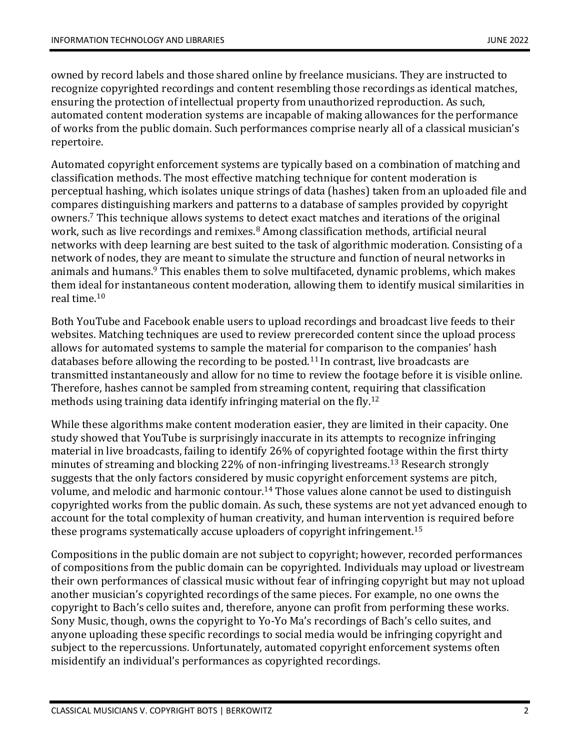owned by record labels and those shared online by freelance musicians. They are instructed to recognize copyrighted recordings and content resembling those recordings as identical matches, ensuring the protection of intellectual property from unauthorized reproduction. As such, automated content moderation systems are incapable of making allowances for the performance of works from the public domain. Such performances comprise nearly all of a classical musician's repertoire.

Automated copyright enforcement systems are typically based on a combination of matching and classification methods. The most effective matching technique for content moderation is perceptual hashing, which isolates unique strings of data (hashes) taken from an uploaded file and compares distinguishing markers and patterns to a database of samples provided by copyright owners.[7] This technique allows systems to detect exact matches and iterations of the original work, such as live recordings and remixes.[8] Among classification methods, artificial neural networks with deep learning are best suited to the task of algorithmic moderation. Consisting of a network of nodes, they are meant to simulate the structure and function of neural networks in animals and humans.[9] This enables them to solve multifaceted, dynamic problems, which makes them ideal for instantaneous content moderation, allowing them to identify musical similarities in real time.[10]

Both YouTube and Facebook enable users to upload recordings and broadcast live feeds to their websites. Matching techniques are used to review prerecorded content since the upload process allows for automated systems to sample the material for comparison to the companies' hash databases before allowing the recording to be posted.[11] In contrast, live broadcasts are transmitted instantaneously and allow for no time to review the footage before it is visible online. Therefore, hashes cannot be sampled from streaming content, requiring that classification methods using training data identify infringing material on the fly.[12]

While these algorithms make content moderation easier, they are limited in their capacity. One study showed that YouTube is surprisingly inaccurate in its attempts to recognize infringing material in live broadcasts, failing to identify 26% of copyrighted footage within the first thirty minutes of streaming and blocking 22% of non-infringing livestreams.[13] Research strongly suggests that the only factors considered by music copyright enforcement systems are pitch, volume, and melodic and harmonic contour.[14] Those values alone cannot be used to distinguish copyrighted works from the public domain. As such, these systems are not yet advanced enough to account for the total complexity of human creativity, and human intervention is required before these programs systematically accuse uploaders of copyright infringement.[15]

Compositions in the public domain are not subject to copyright; however, recorded performances of compositions from the public domain can be copyrighted. Individuals may upload or livestream their own performances of classical music without fear of infringing copyright but may not upload another musician's copyrighted recordings of the same pieces. For example, no one owns the copyright to Bach's cello suites and, therefore, anyone can profit from performing these works. Sony Music, though, owns the copyright to Yo-Yo Ma's recordings of Bach's cello suites, and anyone uploading these specific recordings to social media would be infringing copyright and subject to the repercussions. Unfortunately, automated copyright enforcement systems often misidentify an individual's performances as copyrighted recordings.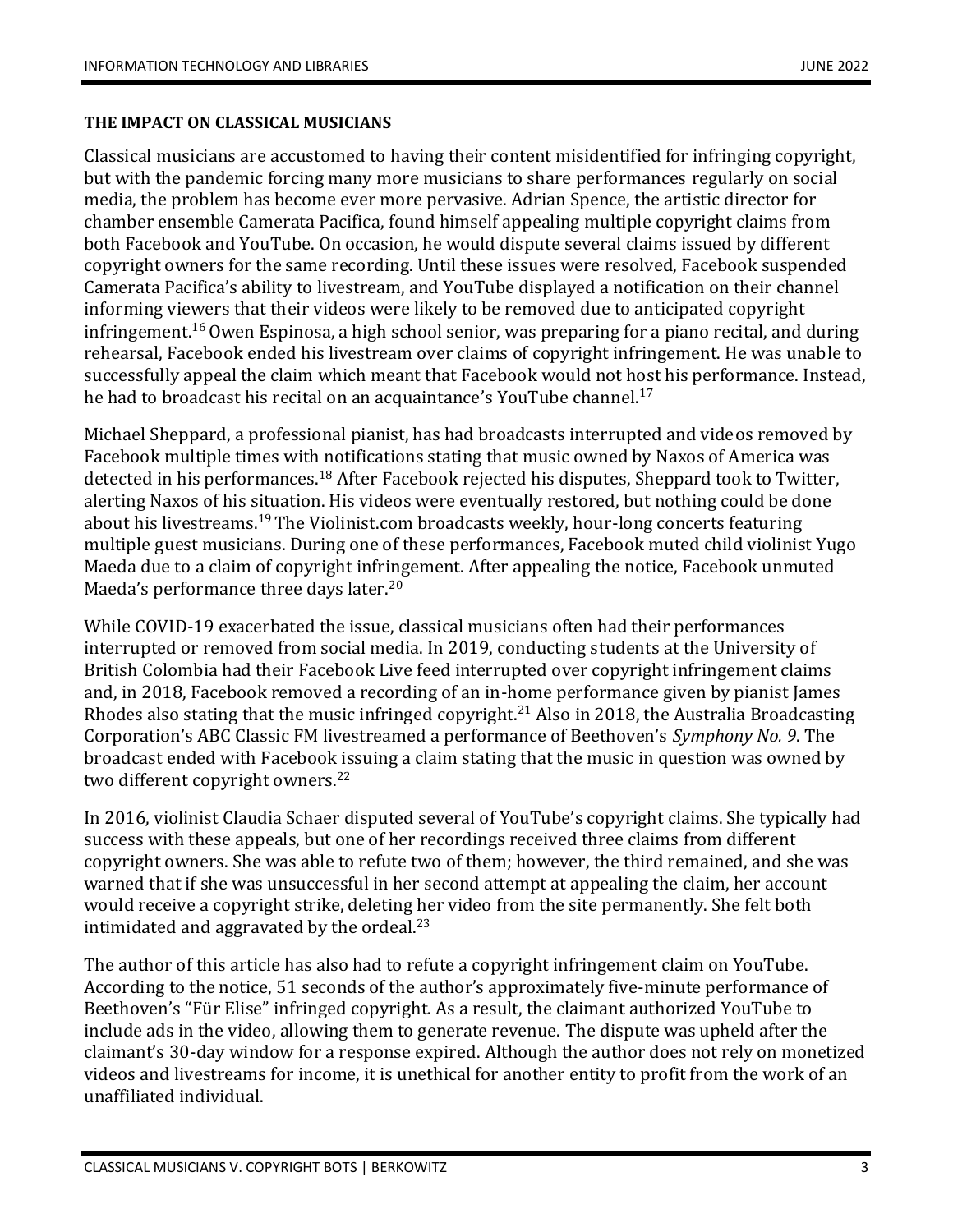### THE IMPACT ON CLASSICAL MUSICIANS

Classical musicians are accustomed to having their content misidentified for infringing copyright, but with the pandemic forcing many more musicians to share performances regularly on social media, the problem has become ever more pervasive. Adrian Spence, the artistic director for chamber ensemble Camerata Pacifica, found himself appealing multiple copyright claims from both Facebook and YouTube. On occasion, he would dispute several claims issued by different copyright owners for the same recording. Until these issues were resolved, Facebook suspended Camerata Pacifica's ability to livestream, and YouTube displayed a notification on their channel informing viewers that their videos were likely to be removed due to anticipated copyright infringement.[16] Owen Espinosa, a high school senior, was preparing for a piano recital, and during rehearsal, Facebook ended his livestream over claims of copyright infringement. He was unable to successfully appeal the claim which meant that Facebook would not host his performance. Instead, he had to broadcast his recital on an acquaintance's YouTube channel.[17]

Michael Sheppard, a professional pianist, has had broadcasts interrupted and videos removed by Facebook multiple times with notifications stating that music owned by Naxos of America was detected in his performances.[18] After Facebook rejected his disputes, Sheppard took to Twitter, alerting Naxos of his situation. His videos were eventually restored, but nothing could be done about his livestreams.[19] The Violinist.com broadcasts weekly, hour-long concerts featuring multiple guest musicians. During one of these performances, Facebook muted child violinist Yugo Maeda due to a claim of copyright infringement. After appealing the notice, Facebook unmuted Maeda's performance three days later.[20]

While COVID-19 exacerbated the issue, classical musicians often had their performances interrupted or removed from social media. In 2019, conducting students at the University of British Colombia had their Facebook Live feed interrupted over copyright infringement claims and, in 2018, Facebook removed a recording of an in-home performance given by pianist James Rhodes also stating that the music infringed copyright.[21] Also in 2018, the Australia Broadcasting Corporation's ABC Classic FM livestreamed a performance of Beethoven's *Symphony No. 9*. The broadcast ended with Facebook issuing a claim stating that the music in question was owned by two different copyright owners.[22]

In 2016, violinist Claudia Schaer disputed several of YouTube's copyright claims. She typically had success with these appeals, but one of her recordings received three claims from different copyright owners. She was able to refute two of them; however, the third remained, and she was warned that if she was unsuccessful in her second attempt at appealing the claim, her account would receive a copyright strike, deleting her video from the site permanently. She felt both intimidated and aggravated by the ordeal.[23]

The author of this article has also had to refute a copyright infringement claim on YouTube. According to the notice, 51 seconds of the author's approximately five-minute performance of Beethoven's "Für Elise" infringed copyright. As a result, the claimant authorized YouTube to include ads in the video, allowing them to generate revenue. The dispute was upheld after the claimant's 30-day window for a response expired. Although the author does not rely on monetized videos and livestreams for income, it is unethical for another entity to profit from the work of an unaffiliated individual.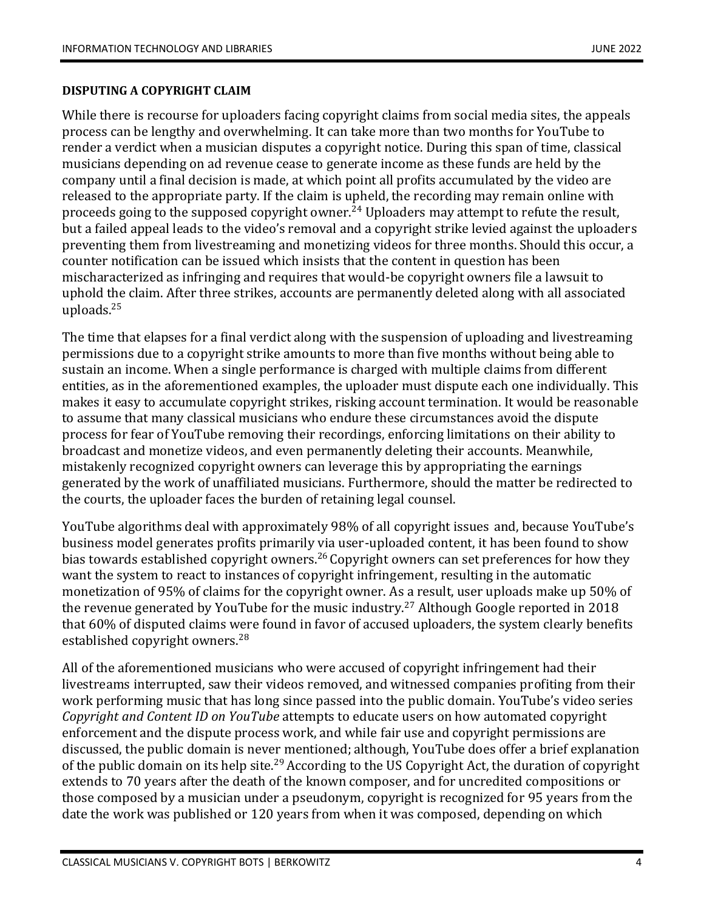### DISPUTING A COPYRIGHT CLAIM

While there is recourse for uploaders facing copyright claims from social media sites, the appeals process can be lengthy and overwhelming. It can take more than two months for YouTube to render a verdict when a musician disputes a copyright notice. During this span of time, classical musicians depending on ad revenue cease to generate income as these funds are held by the company until a final decision is made, at which point all profits accumulated by the video are released to the appropriate party. If the claim is upheld, the recording may remain online with proceeds going to the supposed copyright owner.[24] Uploaders may attempt to refute the result, but a failed appeal leads to the video's removal and a copyright strike levied against the uploaders preventing them from livestreaming and monetizing videos for three months. Should this occur, a counter notification can be issued which insists that the content in question has been mischaracterized as infringing and requires that would-be copyright owners file a lawsuit to uphold the claim. After three strikes, accounts are permanently deleted along with all associated uploads.[25]

The time that elapses for a final verdict along with the suspension of uploading and livestreaming permissions due to a copyright strike amounts to more than five months without being able to sustain an income. When a single performance is charged with multiple claims from different entities, as in the aforementioned examples, the uploader must dispute each one individually. This makes it easy to accumulate copyright strikes, risking account termination. It would be reasonable to assume that many classical musicians who endure these circumstances avoid the dispute process for fear of YouTube removing their recordings, enforcing limitations on their ability to broadcast and monetize videos, and even permanently deleting their accounts. Meanwhile, mistakenly recognized copyright owners can leverage this by appropriating the earnings generated by the work of unaffiliated musicians. Furthermore, should the matter be redirected to the courts, the uploader faces the burden of retaining legal counsel.

YouTube algorithms deal with approximately 98% of all copyright issues and, because YouTube's business model generates profits primarily via user-uploaded content, it has been found to show bias towards established copyright owners.[26] Copyright owners can set preferences for how they want the system to react to instances of copyright infringement, resulting in the automatic monetization of 95% of claims for the copyright owner. As a result, user uploads make up 50% of the revenue generated by YouTube for the music industry.[27] Although Google reported in 2018 that 60% of disputed claims were found in favor of accused uploaders, the system clearly benefits established copyright owners.[28]

All of the aforementioned musicians who were accused of copyright infringement had their livestreams interrupted, saw their videos removed, and witnessed companies profiting from their work performing music that has long since passed into the public domain. YouTube's video series *Copyright and Content ID on YouTube* attempts to educate users on how automated copyright enforcement and the dispute process work, and while fair use and copyright permissions are discussed, the public domain is never mentioned; although, YouTube does offer a brief explanation of the public domain on its help site.[29] According to the US Copyright Act, the duration of copyright extends to 70 years after the death of the known composer, and for uncredited compositions or those composed by a musician under a pseudonym, copyright is recognized for 95 years from the date the work was published or 120 years from when it was composed, depending on which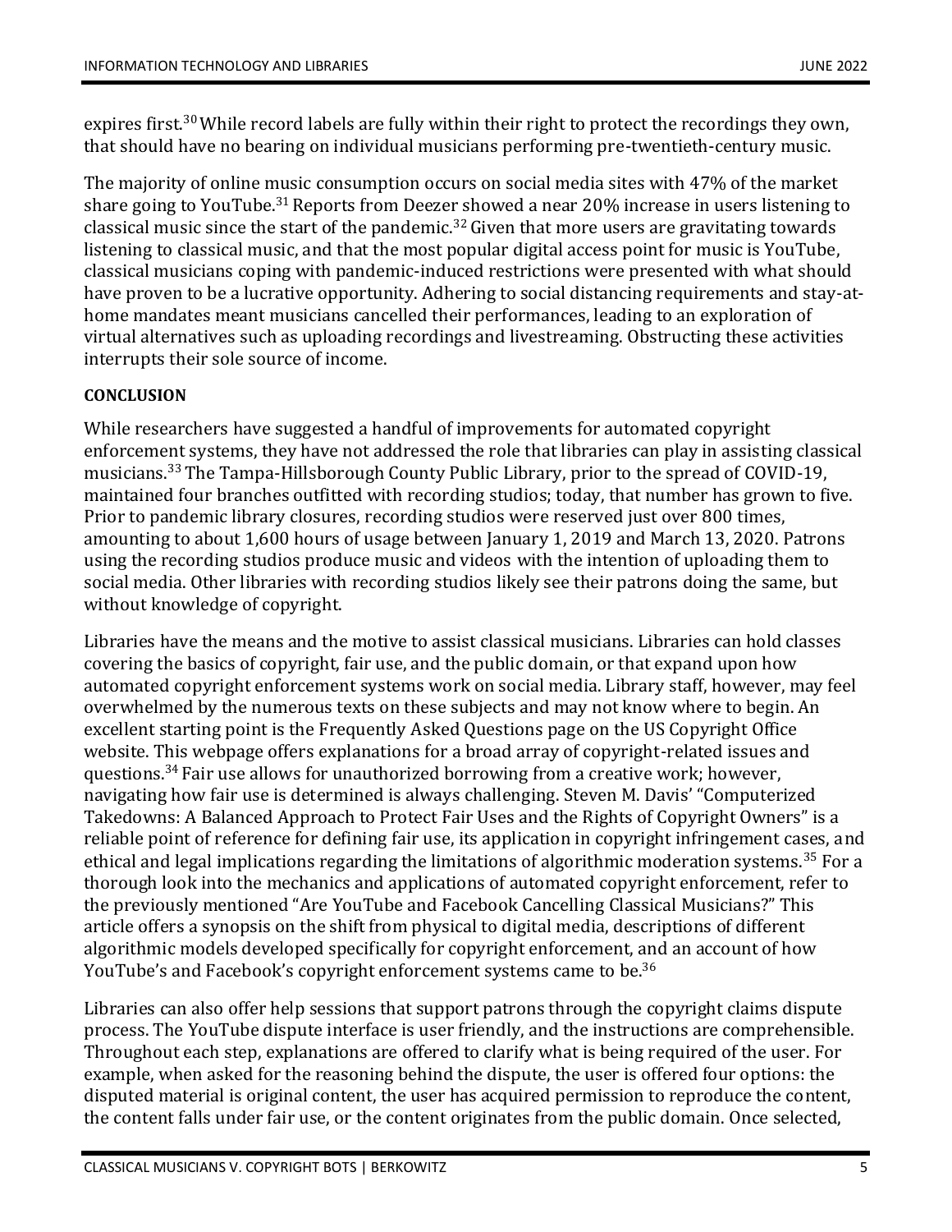expires first.[30] While record labels are fully within their right to protect the recordings they own, that should have no bearing on individual musicians performing pre-twentieth-century music.

The majority of online music consumption occurs on social media sites with 47% of the market share going to YouTube.[31] Reports from Deezer showed a near 20% increase in users listening to classical music since the start of the pandemic.[32] Given that more users are gravitating towards listening to classical music, and that the most popular digital access point for music is YouTube, classical musicians coping with pandemic-induced restrictions were presented with what should have proven to be a lucrative opportunity. Adhering to social distancing requirements and stay-at-home mandates meant musicians cancelled their performances, leading to an exploration of virtual alternatives such as uploading recordings and livestreaming. Obstructing these activities interrupts their sole source of income.

## CONCLUSION

While researchers have suggested a handful of improvements for automated copyright enforcement systems, they have not addressed the role that libraries can play in assisting classical musicians.[33] The Tampa-Hillsborough County Public Library, prior to the spread of COVID-19, maintained four branches outfitted with recording studios; today, that number has grown to five. Prior to pandemic library closures, recording studios were reserved just over 800 times, amounting to about 1,600 hours of usage between January 1, 2019 and March 13, 2020. Patrons using the recording studios produce music and videos with the intention of uploading them to social media. Other libraries with recording studios likely see their patrons doing the same, but without knowledge of copyright.

Libraries have the means and the motive to assist classical musicians. Libraries can hold classes covering the basics of copyright, fair use, and the public domain, or that expand upon how automated copyright enforcement systems work on social media. Library staff, however, may feel overwhelmed by the numerous texts on these subjects and may not know where to begin. An excellent starting point is the Frequently Asked Questions page on the US Copyright Office website. This webpage offers explanations for a broad array of copyright-related issues and questions.[34] Fair use allows for unauthorized borrowing from a creative work; however, navigating how fair use is determined is always challenging. Steven M. Davis' "Computerized Takedowns: A Balanced Approach to Protect Fair Uses and the Rights of Copyright Owners" is a reliable point of reference for defining fair use, its application in copyright infringement cases, and ethical and legal implications regarding the limitations of algorithmic moderation systems.[35] For a thorough look into the mechanics and applications of automated copyright enforcement, refer to the previously mentioned "Are YouTube and Facebook Cancelling Classical Musicians?" This article offers a synopsis on the shift from physical to digital media, descriptions of different algorithmic models developed specifically for copyright enforcement, and an account of how YouTube's and Facebook's copyright enforcement systems came to be.[36]

Libraries can also offer help sessions that support patrons through the copyright claims dispute process. The YouTube dispute interface is user friendly, and the instructions are comprehensible. Throughout each step, explanations are offered to clarify what is being required of the user. For example, when asked for the reasoning behind the dispute, the user is offered four options: the disputed material is original content, the user has acquired permission to reproduce the content, the content falls under fair use, or the content originates from the public domain. Once selected,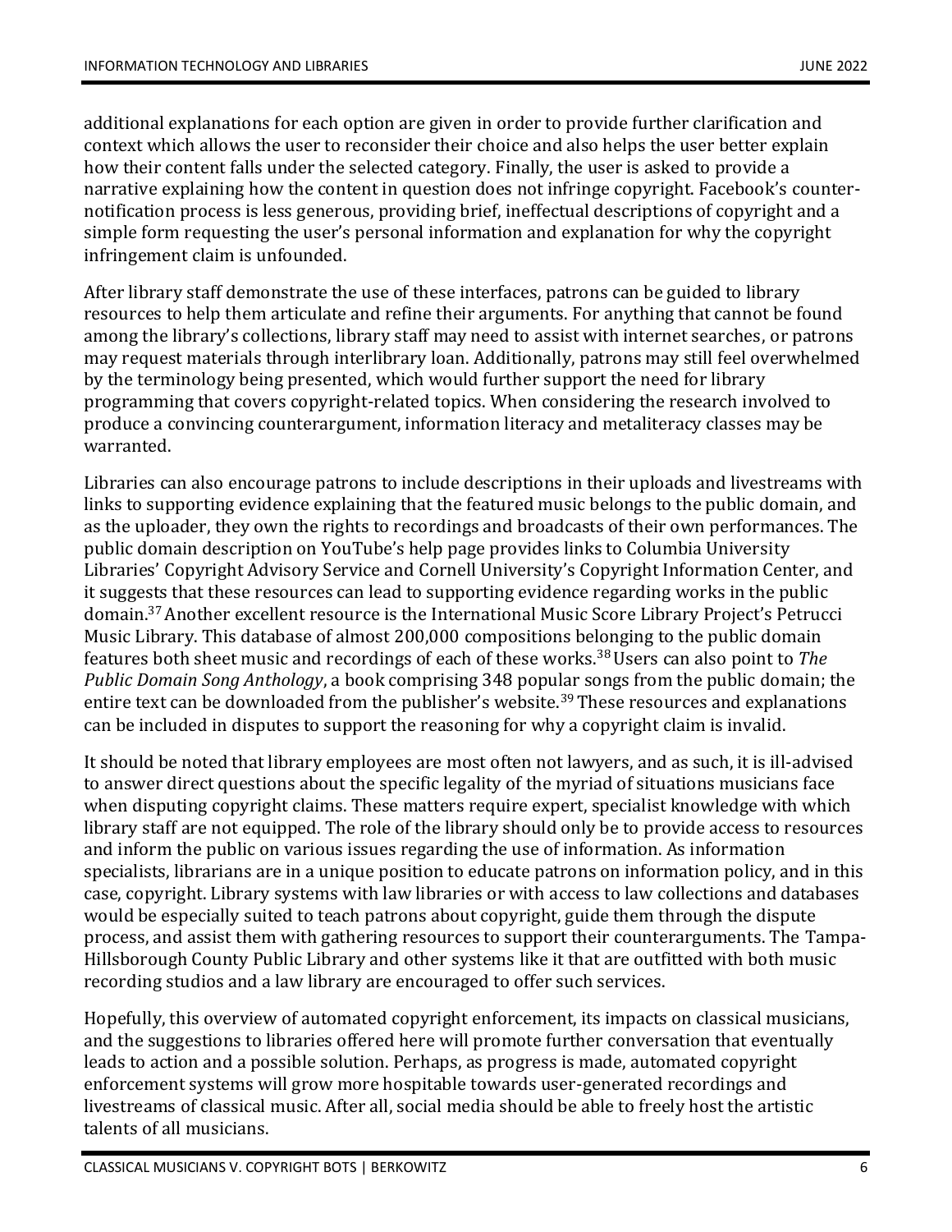additional explanations for each option are given in order to provide further clarification and context which allows the user to reconsider their choice and also helps the user better explain how their content falls under the selected category. Finally, the user is asked to provide a narrative explaining how the content in question does not infringe copyright. Facebook's counter-notification process is less generous, providing brief, ineffectual descriptions of copyright and a simple form requesting the user's personal information and explanation for why the copyright infringement claim is unfounded.

After library staff demonstrate the use of these interfaces, patrons can be guided to library resources to help them articulate and refine their arguments. For anything that cannot be found among the library's collections, library staff may need to assist with internet searches, or patrons may request materials through interlibrary loan. Additionally, patrons may still feel overwhelmed by the terminology being presented, which would further support the need for library programming that covers copyright-related topics. When considering the research involved to produce a convincing counterargument, information literacy and metaliteracy classes may be warranted.

Libraries can also encourage patrons to include descriptions in their uploads and livestreams with links to supporting evidence explaining that the featured music belongs to the public domain, and as the uploader, they own the rights to recordings and broadcasts of their own performances. The public domain description on YouTube's help page provides links to Columbia University Libraries' Copyright Advisory Service and Cornell University's Copyright Information Center, and it suggests that these resources can lead to supporting evidence regarding works in the public domain.[37] Another excellent resource is the International Music Score Library Project's Petrucci Music Library. This database of almost 200,000 compositions belonging to the public domain features both sheet music and recordings of each of these works.[38] Users can also point to *The Public Domain Song Anthology*, a book comprising 348 popular songs from the public domain; the entire text can be downloaded from the publisher's website.[39] These resources and explanations can be included in disputes to support the reasoning for why a copyright claim is invalid.

It should be noted that library employees are most often not lawyers, and as such, it is ill-advised to answer direct questions about the specific legality of the myriad of situations musicians face when disputing copyright claims. These matters require expert, specialist knowledge with which library staff are not equipped. The role of the library should only be to provide access to resources and inform the public on various issues regarding the use of information. As information specialists, librarians are in a unique position to educate patrons on information policy, and in this case, copyright. Library systems with law libraries or with access to law collections and databases would be especially suited to teach patrons about copyright, guide them through the dispute process, and assist them with gathering resources to support their counterarguments. The Tampa-Hillsborough County Public Library and other systems like it that are outfitted with both music recording studios and a law library are encouraged to offer such services.

Hopefully, this overview of automated copyright enforcement, its impacts on classical musicians, and the suggestions to libraries offered here will promote further conversation that eventually leads to action and a possible solution. Perhaps, as progress is made, automated copyright enforcement systems will grow more hospitable towards user-generated recordings and livestreams of classical music. After all, social media should be able to freely host the artistic talents of all musicians.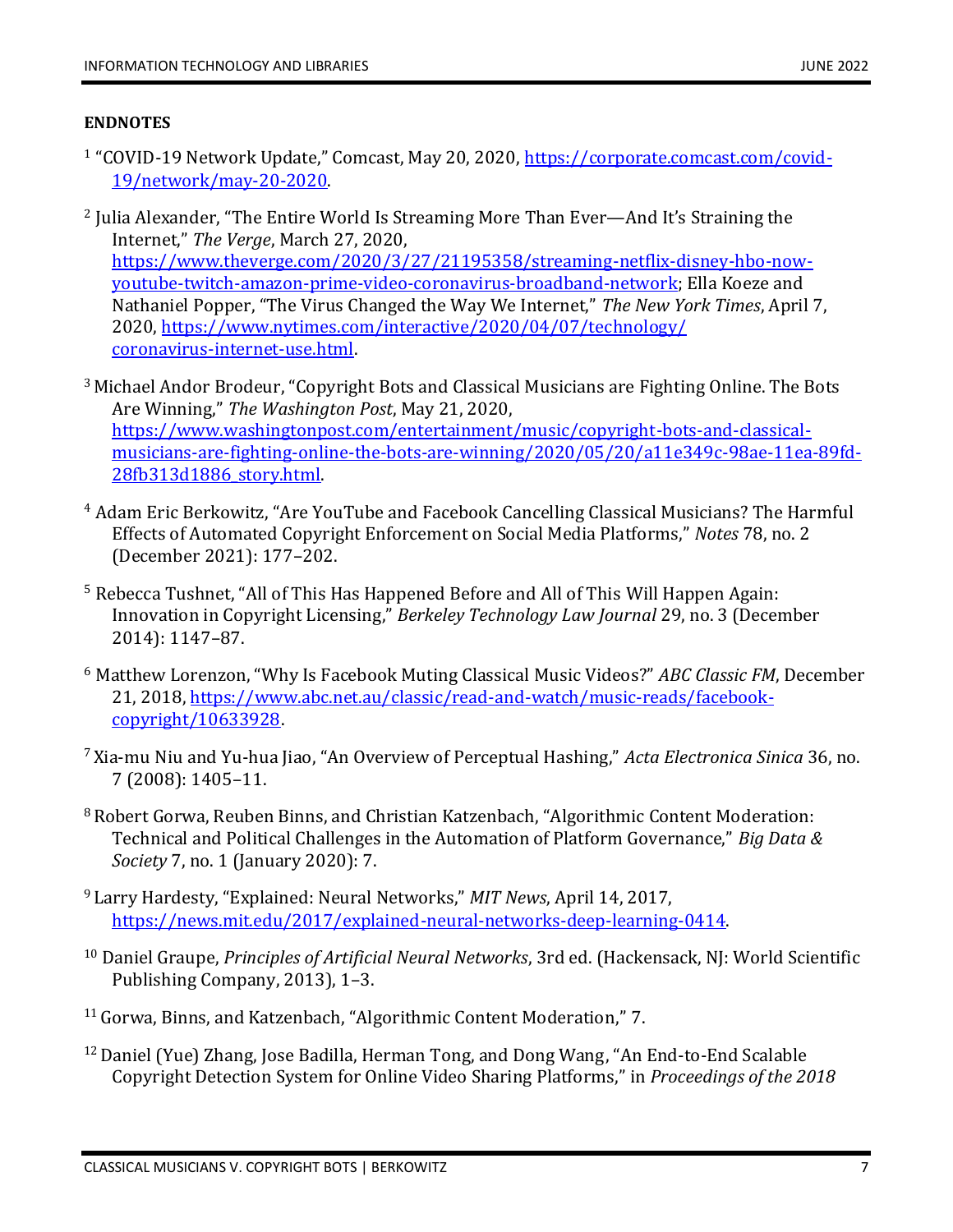**ENDNOTES**

[1] "COVID-19 Network Update," Comcast, May 20, 2020, https://corporate.comcast.com/covid-19/network/may-20-2020.

[2] Julia Alexander, "The Entire World Is Streaming More Than Ever—And It's Straining the Internet," *The Verge*, March 27, 2020, https://www.theverge.com/2020/3/27/21195358/streaming-netflix-disney-hbo-now-youtube-twitch-amazon-prime-video-coronavirus-broadband-network; Ella Koeze and Nathaniel Popper, "The Virus Changed the Way We Internet," *The New York Times*, April 7, 2020, https://www.nytimes.com/interactive/2020/04/07/technology/coronavirus-internet-use.html.

[3] Michael Andor Brodeur, "Copyright Bots and Classical Musicians are Fighting Online. The Bots Are Winning," *The Washington Post*, May 21, 2020, https://www.washingtonpost.com/entertainment/music/copyright-bots-and-classical-musicians-are-fighting-online-the-bots-are-winning/2020/05/20/a11e349c-98ae-11ea-89fd-28fb313d1886_story.html.

[4] Adam Eric Berkowitz, "Are YouTube and Facebook Cancelling Classical Musicians? The Harmful Effects of Automated Copyright Enforcement on Social Media Platforms," *Notes* 78, no. 2 (December 2021): 177–202.

[5] Rebecca Tushnet, "All of This Has Happened Before and All of This Will Happen Again: Innovation in Copyright Licensing," *Berkeley Technology Law Journal* 29, no. 3 (December 2014): 1147–87.

[6] Matthew Lorenzon, "Why Is Facebook Muting Classical Music Videos?" *ABC Classic FM*, December 21, 2018, https://www.abc.net.au/classic/read-and-watch/music-reads/facebook-copyright/10633928.

[7] Xia-mu Niu and Yu-hua Jiao, "An Overview of Perceptual Hashing," *Acta Electronica Sinica* 36, no. 7 (2008): 1405–11.

[8] Robert Gorwa, Reuben Binns, and Christian Katzenbach, "Algorithmic Content Moderation: Technical and Political Challenges in the Automation of Platform Governance," *Big Data & Society* 7, no. 1 (January 2020): 7.

[9] Larry Hardesty, "Explained: Neural Networks," *MIT News*, April 14, 2017, https://news.mit.edu/2017/explained-neural-networks-deep-learning-0414.

[10] Daniel Graupe, *Principles of Artificial Neural Networks*, 3rd ed. (Hackensack, NJ: World Scientific Publishing Company, 2013), 1–3.

[11] Gorwa, Binns, and Katzenbach, "Algorithmic Content Moderation," 7.

[12] Daniel (Yue) Zhang, Jose Badilla, Herman Tong, and Dong Wang, "An End-to-End Scalable Copyright Detection System for Online Video Sharing Platforms," in *Proceedings of the 2018*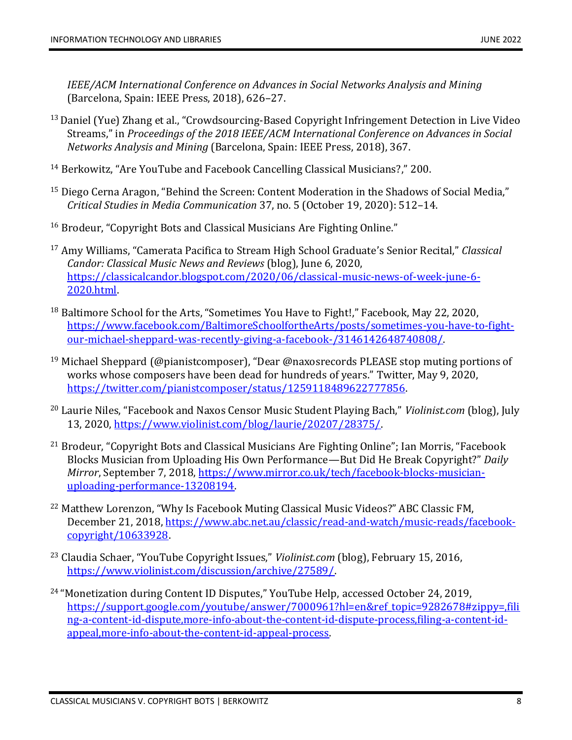*IEEE/ACM International Conference on Advances in Social Networks Analysis and Mining* (Barcelona, Spain: IEEE Press, 2018), 626–27.

[13] Daniel (Yue) Zhang et al., "Crowdsourcing-Based Copyright Infringement Detection in Live Video Streams," in *Proceedings of the 2018 IEEE/ACM International Conference on Advances in Social Networks Analysis and Mining* (Barcelona, Spain: IEEE Press, 2018), 367.

[14] Berkowitz, "Are YouTube and Facebook Cancelling Classical Musicians?," 200.

[15] Diego Cerna Aragon, "Behind the Screen: Content Moderation in the Shadows of Social Media," *Critical Studies in Media Communication* 37, no. 5 (October 19, 2020): 512–14.

[16] Brodeur, "Copyright Bots and Classical Musicians Are Fighting Online."

[17] Amy Williams, "Camerata Pacifica to Stream High School Graduate's Senior Recital," *Classical Candor: Classical Music News and Reviews* (blog), June 6, 2020, https://classicalcandor.blogspot.com/2020/06/classical-music-news-of-week-june-6-2020.html.

[18] Baltimore School for the Arts, "Sometimes You Have to Fight!," Facebook, May 22, 2020, https://www.facebook.com/BaltimoreSchoolfortheArts/posts/sometimes-you-have-to-fight-our-michael-sheppard-was-recently-giving-a-facebook-/3146142648740808/.

[19] Michael Sheppard (@pianistcomposer), "Dear @naxosrecords PLEASE stop muting portions of works whose composers have been dead for hundreds of years." Twitter, May 9, 2020, https://twitter.com/pianistcomposer/status/1259118489622777856.

[20] Laurie Niles, "Facebook and Naxos Censor Music Student Playing Bach," *Violinist.com* (blog), July 13, 2020, https://www.violinist.com/blog/laurie/20207/28375/.

[21] Brodeur, "Copyright Bots and Classical Musicians Are Fighting Online"; Ian Morris, "Facebook Blocks Musician from Uploading His Own Performance—But Did He Break Copyright?" *Daily Mirror*, September 7, 2018, https://www.mirror.co.uk/tech/facebook-blocks-musician-uploading-performance-13208194.

[22] Matthew Lorenzon, "Why Is Facebook Muting Classical Music Videos?" ABC Classic FM, December 21, 2018, https://www.abc.net.au/classic/read-and-watch/music-reads/facebook-copyright/10633928.

[23] Claudia Schaer, "YouTube Copyright Issues," *Violinist.com* (blog), February 15, 2016, https://www.violinist.com/discussion/archive/27589/.

[24] "Monetization during Content ID Disputes," YouTube Help, accessed October 24, 2019, https://support.google.com/youtube/answer/7000961?hl=en&ref_topic=9282678#zippy=,filing-a-content-id-dispute,more-info-about-the-content-id-dispute-process,filing-a-content-id-appeal,more-info-about-the-content-id-appeal-process.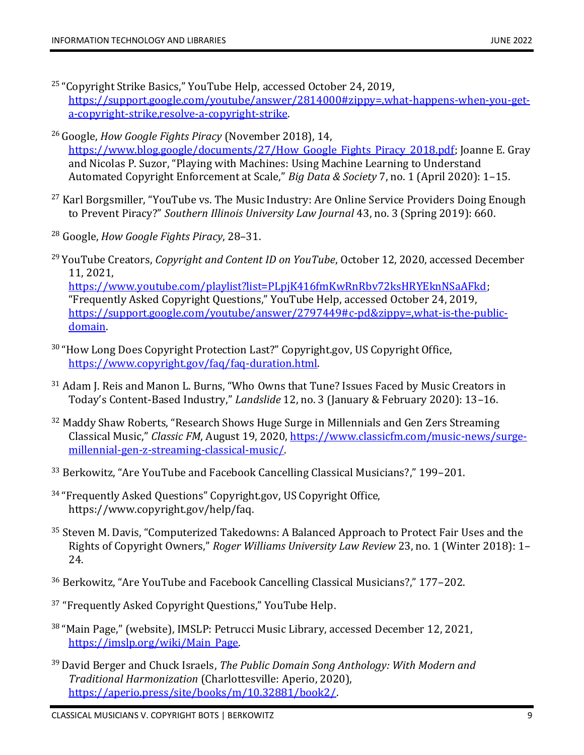[25] "Copyright Strike Basics," YouTube Help, accessed October 24, 2019, https://support.google.com/youtube/answer/2814000#zippy=,what-happens-when-you-get-a-copyright-strike,resolve-a-copyright-strike.

[26] Google, *How Google Fights Piracy* (November 2018), 14, https://www.blog.google/documents/27/How_Google_Fights_Piracy_2018.pdf; Joanne E. Gray and Nicolas P. Suzor, "Playing with Machines: Using Machine Learning to Understand Automated Copyright Enforcement at Scale," *Big Data & Society* 7, no. 1 (April 2020): 1–15.

[27] Karl Borgsmiller, "YouTube vs. The Music Industry: Are Online Service Providers Doing Enough to Prevent Piracy?" *Southern Illinois University Law Journal* 43, no. 3 (Spring 2019): 660.

[28] Google, *How Google Fights Piracy*, 28–31.

[29] YouTube Creators, *Copyright and Content ID on YouTube*, October 12, 2020, accessed December 11, 2021, https://www.youtube.com/playlist?list=PLpjK416fmKwRnRbv72ksHRYEknNSaAFkd; "Frequently Asked Copyright Questions," YouTube Help, accessed October 24, 2019, https://support.google.com/youtube/answer/2797449#c-pd&zippy=,what-is-the-public-domain.

[30] "How Long Does Copyright Protection Last?" Copyright.gov, US Copyright Office, https://www.copyright.gov/faq/faq-duration.html.

[31] Adam J. Reis and Manon L. Burns, "Who Owns that Tune? Issues Faced by Music Creators in Today's Content-Based Industry," *Landslide* 12, no. 3 (January & February 2020): 13–16.

[32] Maddy Shaw Roberts, "Research Shows Huge Surge in Millennials and Gen Zers Streaming Classical Music," *Classic FM*, August 19, 2020, https://www.classicfm.com/music-news/surge-millennial-gen-z-streaming-classical-music/.

[33] Berkowitz, "Are YouTube and Facebook Cancelling Classical Musicians?," 199–201.

[34] "Frequently Asked Questions" Copyright.gov, US Copyright Office, https://www.copyright.gov/help/faq.

[35] Steven M. Davis, "Computerized Takedowns: A Balanced Approach to Protect Fair Uses and the Rights of Copyright Owners," *Roger Williams University Law Review* 23, no. 1 (Winter 2018): 1–24.

[36] Berkowitz, "Are YouTube and Facebook Cancelling Classical Musicians?," 177–202.

[37] "Frequently Asked Copyright Questions," YouTube Help.

[38] "Main Page," (website), IMSLP: Petrucci Music Library, accessed December 12, 2021, https://imslp.org/wiki/Main_Page.

[39] David Berger and Chuck Israels, *The Public Domain Song Anthology: With Modern and Traditional Harmonization* (Charlottesville: Aperio, 2020), https://aperio.press/site/books/m/10.32881/book2/.